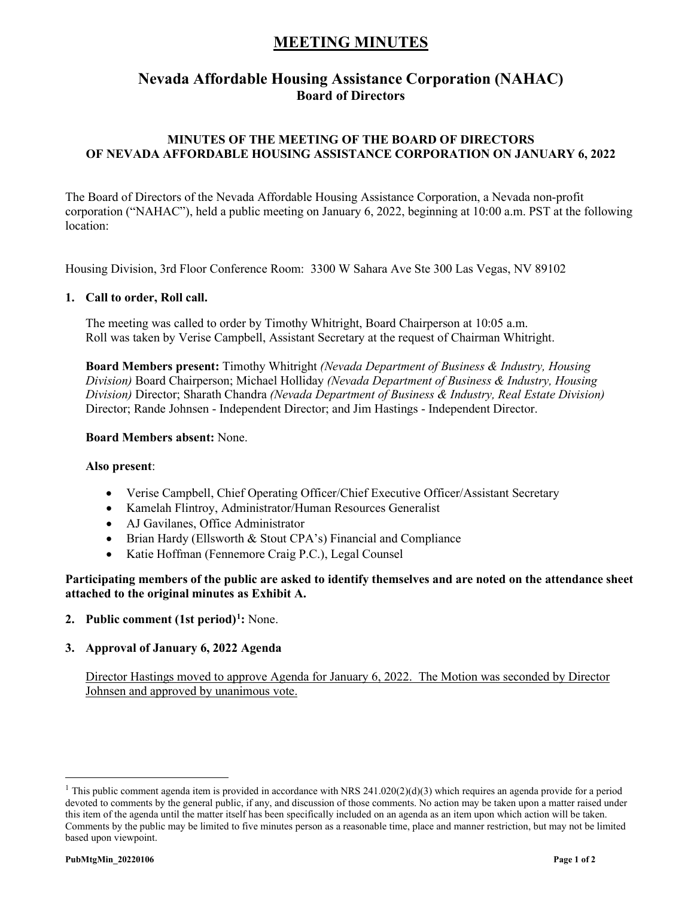# MEETING MINUTES

## Nevada Affordable Housing Assistance Corporation (NAHAC)
### Board of Directors

**MINUTES OF THE MEETING OF THE BOARD OF DIRECTORS OF NEVADA AFFORDABLE HOUSING ASSISTANCE CORPORATION ON JANUARY 6, 2022**

The Board of Directors of the Nevada Affordable Housing Assistance Corporation, a Nevada non-profit corporation ("NAHAC"), held a public meeting on January 6, 2022, beginning at 10:00 a.m. PST at the following location:

Housing Division, 3rd Floor Conference Room: 3300 W Sahara Ave Ste 300 Las Vegas, NV 89102

**1. Call to order, Roll call.**

The meeting was called to order by Timothy Whitright, Board Chairperson at 10:05 a.m.
Roll was taken by Verise Campbell, Assistant Secretary at the request of Chairman Whitright.

**Board Members present:** Timothy Whitright *(Nevada Department of Business & Industry, Housing Division)* Board Chairperson; Michael Holliday *(Nevada Department of Business & Industry, Housing Division)* Director; Sharath Chandra *(Nevada Department of Business & Industry, Real Estate Division)* Director; Rande Johnsen - Independent Director; and Jim Hastings - Independent Director.

**Board Members absent:** None.

**Also present**:

- Verise Campbell, Chief Operating Officer/Chief Executive Officer/Assistant Secretary
- Kamelah Flintroy, Administrator/Human Resources Generalist
- AJ Gavilanes, Office Administrator
- Brian Hardy (Ellsworth & Stout CPA's) Financial and Compliance
- Katie Hoffman (Fennemore Craig P.C.), Legal Counsel

**Participating members of the public are asked to identify themselves and are noted on the attendance sheet attached to the original minutes as Exhibit A.**

**2. Public comment (1st period)[1]:** None.

**3. Approval of January 6, 2022 Agenda**

Director Hastings moved to approve Agenda for January 6, 2022. The Motion was seconded by Director Johnsen and approved by unanimous vote.

[1] This public comment agenda item is provided in accordance with NRS 241.020(2)(d)(3) which requires an agenda provide for a period devoted to comments by the general public, if any, and discussion of those comments. No action may be taken upon a matter raised under this item of the agenda until the matter itself has been specifically included on an agenda as an item upon which action will be taken. Comments by the public may be limited to five minutes person as a reasonable time, place and manner restriction, but may not be limited based upon viewpoint.

PubMtgMin_20220106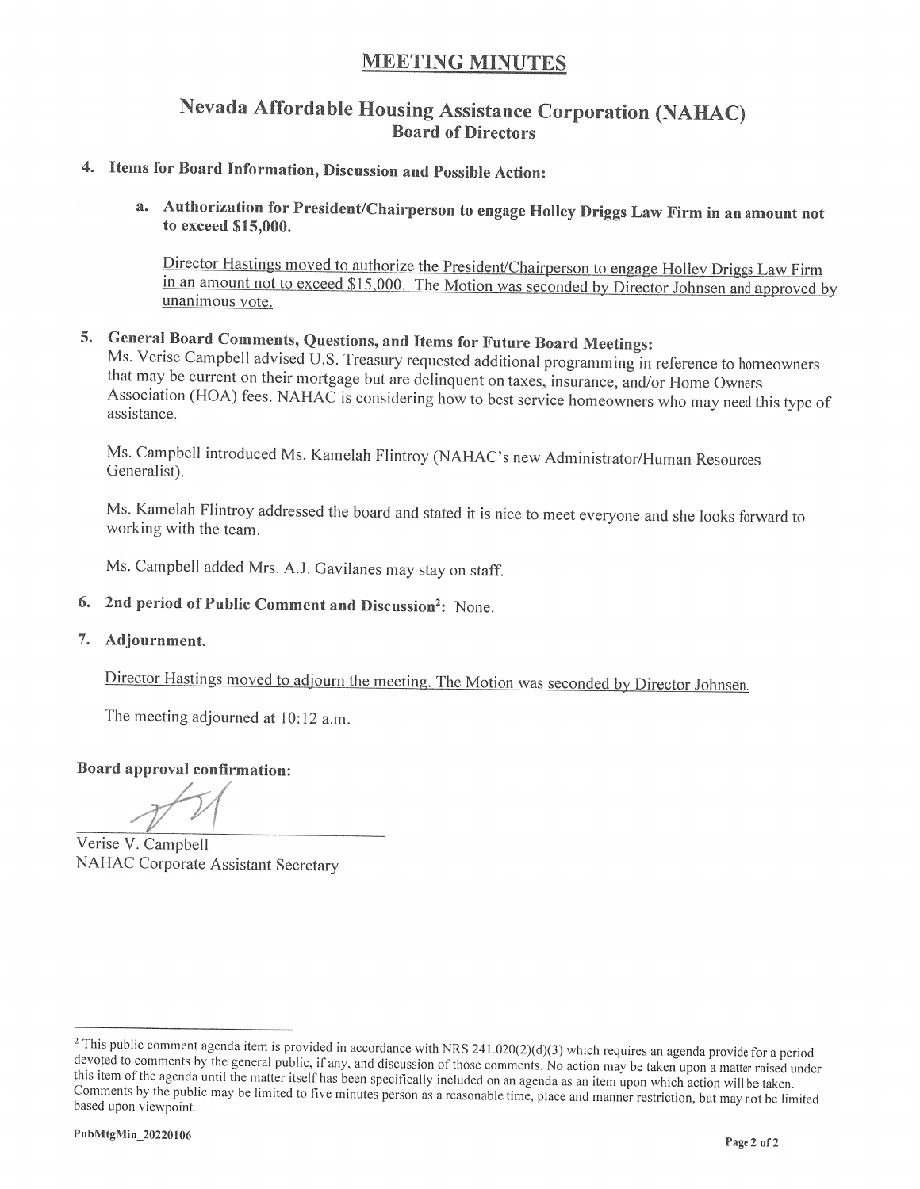# MEETING MINUTES

## Nevada Affordable Housing Assistance Corporation (NAHAC)
### Board of Directors

4. **Items for Board Information, Discussion and Possible Action:**

   a. **Authorization for President/Chairperson to engage Holley Driggs Law Firm in an amount not to exceed $15,000.**

   Director Hastings moved to authorize the President/Chairperson to engage Holley Driggs Law Firm in an amount not to exceed $15,000. The Motion was seconded by Director Johnsen and approved by unanimous vote.

5. **General Board Comments, Questions, and Items for Future Board Meetings:**
   Ms. Verise Campbell advised U.S. Treasury requested additional programming in reference to homeowners that may be current on their mortgage but are delinquent on taxes, insurance, and/or Home Owners Association (HOA) fees. NAHAC is considering how to best service homeowners who may need this type of assistance.

   Ms. Campbell introduced Ms. Kamelah Flintroy (NAHAC's new Administrator/Human Resources Generalist).

   Ms. Kamelah Flintroy addressed the board and stated it is nice to meet everyone and she looks forward to working with the team.

   Ms. Campbell added Mrs. A.J. Gavilanes may stay on staff.

6. **2nd period of Public Comment and Discussion[2]:** None.

7. **Adjournment.**

   Director Hastings moved to adjourn the meeting. The Motion was seconded by Director Johnsen.

   The meeting adjourned at 10:12 a.m.

**Board approval confirmation:**

Verise V. Campbell
NAHAC Corporate Assistant Secretary

---

[2] This public comment agenda item is provided in accordance with NRS 241.020(2)(d)(3) which requires an agenda provide for a period devoted to comments by the general public, if any, and discussion of those comments. No action may be taken upon a matter raised under this item of the agenda until the matter itself has been specifically included on an agenda as an item upon which action will be taken. Comments by the public may be limited to five minutes person as a reasonable time, place and manner restriction, but may not be limited based upon viewpoint.

PubMtgMin_20220106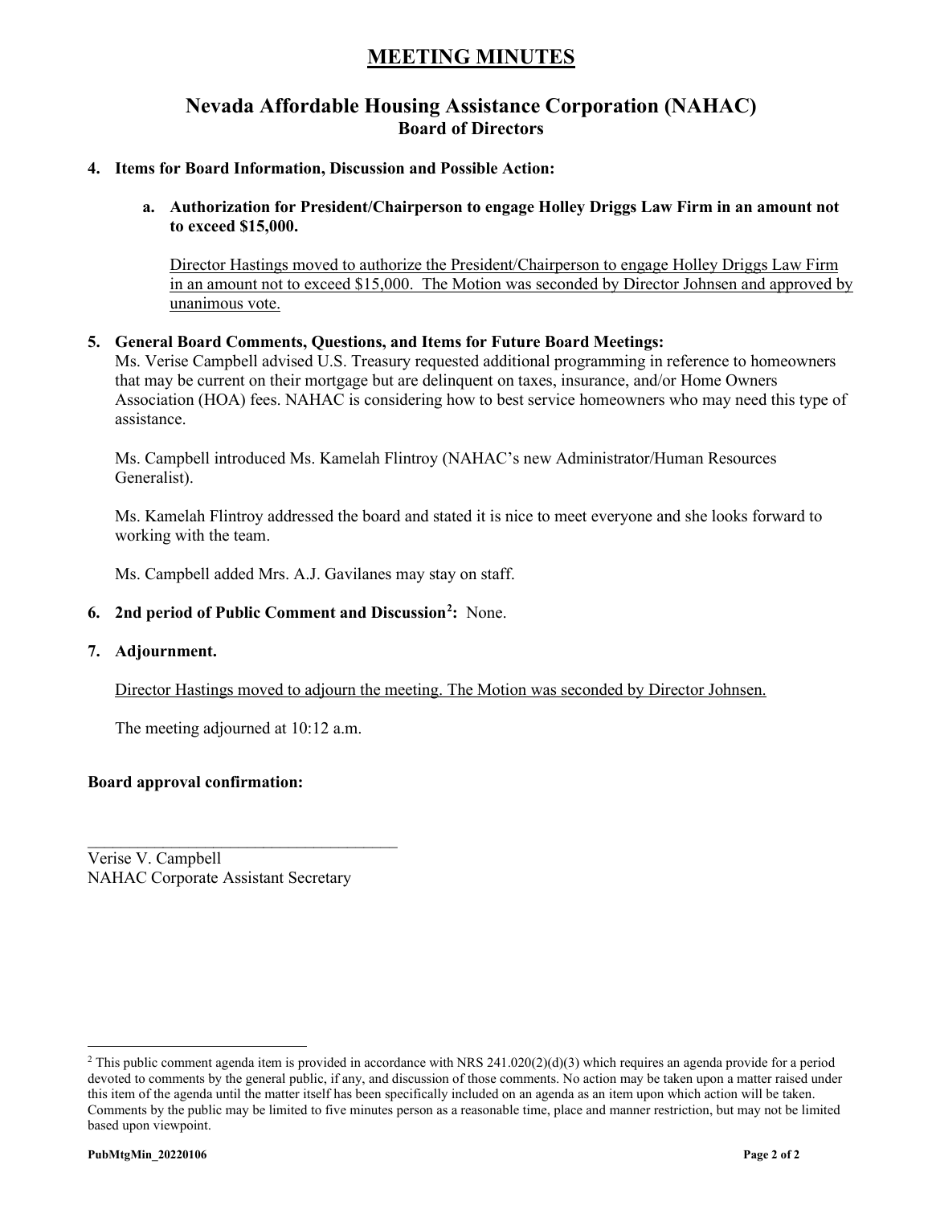# MEETING MINUTES

## Nevada Affordable Housing Assistance Corporation (NAHAC)
### Board of Directors

**4. Items for Board Information, Discussion and Possible Action:**

**a. Authorization for President/Chairperson to engage Holley Driggs Law Firm in an amount not to exceed $15,000.**

<u>Director Hastings moved to authorize the President/Chairperson to engage Holley Driggs Law Firm in an amount not to exceed $15,000. The Motion was seconded by Director Johnsen and approved by unanimous vote.</u>

**5. General Board Comments, Questions, and Items for Future Board Meetings:**
Ms. Verise Campbell advised U.S. Treasury requested additional programming in reference to homeowners that may be current on their mortgage but are delinquent on taxes, insurance, and/or Home Owners Association (HOA) fees. NAHAC is considering how to best service homeowners who may need this type of assistance.

Ms. Campbell introduced Ms. Kamelah Flintroy (NAHAC's new Administrator/Human Resources Generalist).

Ms. Kamelah Flintroy addressed the board and stated it is nice to meet everyone and she looks forward to working with the team.

Ms. Campbell added Mrs. A.J. Gavilanes may stay on staff.

**6. 2nd period of Public Comment and Discussion[2]:** None.

**7. Adjournment.**

<u>Director Hastings moved to adjourn the meeting. The Motion was seconded by Director Johnsen.</u>

The meeting adjourned at 10:12 a.m.

**Board approval confirmation:**

\_\_\_\_\_\_\_\_\_\_\_\_\_\_\_\_\_\_\_\_\_\_\_\_\_\_\_\_\_\_\_\_\_\_\_\_\_\_
Verise V. Campbell
NAHAC Corporate Assistant Secretary

---

[2] This public comment agenda item is provided in accordance with NRS 241.020(2)(d)(3) which requires an agenda provide for a period devoted to comments by the general public, if any, and discussion of those comments. No action may be taken upon a matter raised under this item of the agenda until the matter itself has been specifically included on an agenda as an item upon which action will be taken. Comments by the public may be limited to five minutes person as a reasonable time, place and manner restriction, but may not be limited based upon viewpoint.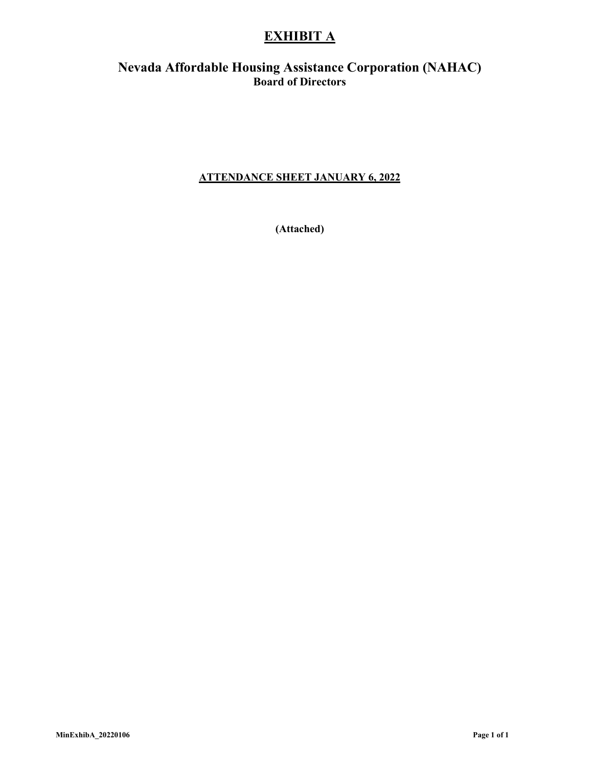# EXHIBIT A

## Nevada Affordable Housing Assistance Corporation (NAHAC)

### Board of Directors

**ATTENDANCE SHEET JANUARY 6, 2022**

**(Attached)**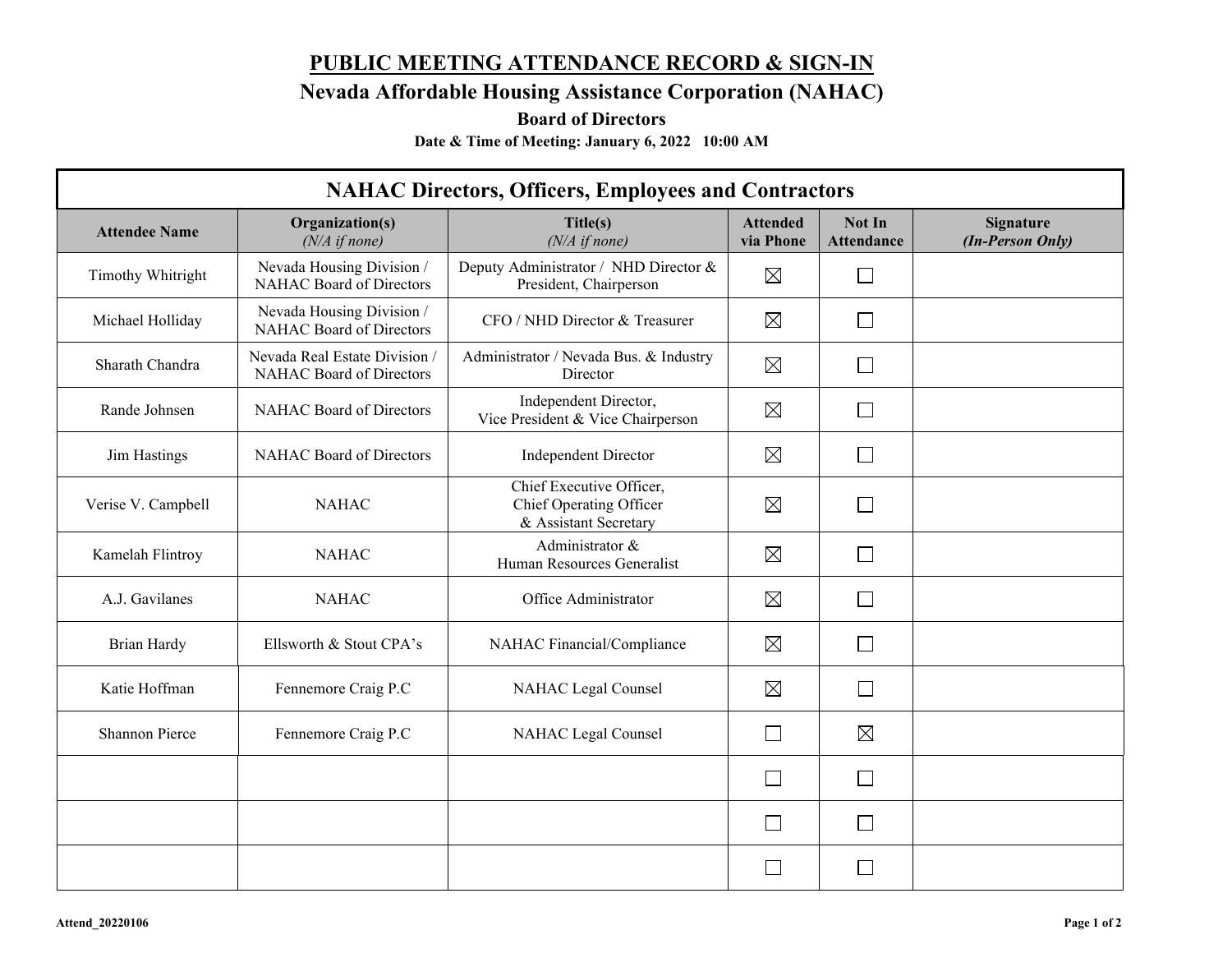# PUBLIC MEETING ATTENDANCE RECORD & SIGN-IN

## Nevada Affordable Housing Assistance Corporation (NAHAC)

### Board of Directors

**Date & Time of Meeting: January 6, 2022 10:00 AM**

| NAHAC Directors, Officers, Employees and Contractors | | | | | |
|---|---|---|---|---|---|
| **Attendee Name** | **Organization(s)** *(N/A if none)* | **Title(s)** *(N/A if none)* | **Attended via Phone** | **Not In Attendance** | **Signature** ***(In-Person Only)*** |
| Timothy Whitright | Nevada Housing Division / NAHAC Board of Directors | Deputy Administrator / NHD Director & President, Chairperson | ☒ | ☐ | |
| Michael Holliday | Nevada Housing Division / NAHAC Board of Directors | CFO / NHD Director & Treasurer | ☒ | ☐ | |
| Sharath Chandra | Nevada Real Estate Division / NAHAC Board of Directors | Administrator / Nevada Bus. & Industry Director | ☒ | ☐ | |
| Rande Johnsen | NAHAC Board of Directors | Independent Director, Vice President & Vice Chairperson | ☒ | ☐ | |
| Jim Hastings | NAHAC Board of Directors | Independent Director | ☒ | ☐ | |
| Verise V. Campbell | NAHAC | Chief Executive Officer, Chief Operating Officer & Assistant Secretary | ☒ | ☐ | |
| Kamelah Flintroy | NAHAC | Administrator & Human Resources Generalist | ☒ | ☐ | |
| A.J. Gavilanes | NAHAC | Office Administrator | ☒ | ☐ | |
| Brian Hardy | Ellsworth & Stout CPA's | NAHAC Financial/Compliance | ☒ | ☐ | |
| Katie Hoffman | Fennemore Craig P.C | NAHAC Legal Counsel | ☒ | ☐ | |
| Shannon Pierce | Fennemore Craig P.C | NAHAC Legal Counsel | ☐ | ☒ | |
| | | | ☐ | ☐ | |
| | | | ☐ | ☐ | |
| | | | ☐ | ☐ | |

Attend_20220106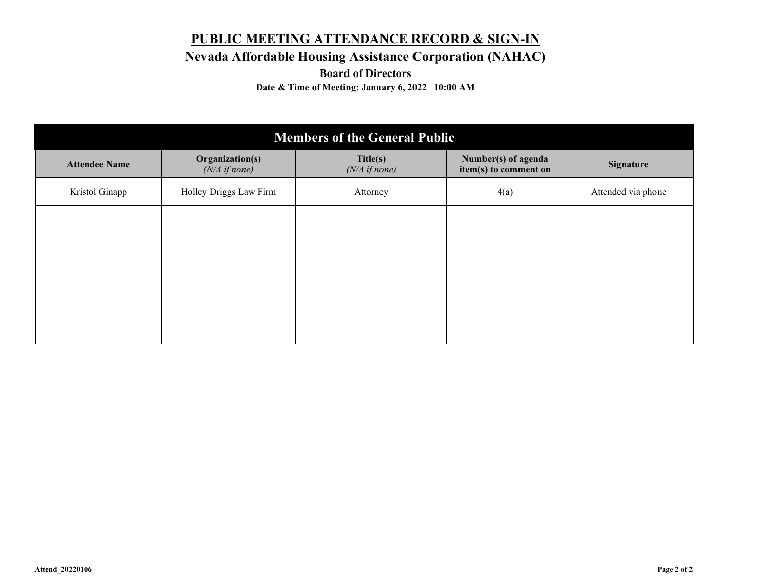# PUBLIC MEETING ATTENDANCE RECORD & SIGN-IN

## Nevada Affordable Housing Assistance Corporation (NAHAC)

### Board of Directors

**Date & Time of Meeting: January 6, 2022 10:00 AM**

| Members of the General Public | | | | |
|---|---|---|---|---|
| **Attendee Name** | **Organization(s)** *(N/A if none)* | **Title(s)** *(N/A if none)* | **Number(s) of agenda item(s) to comment on** | **Signature** |
| Kristol Ginapp | Holley Driggs Law Firm | Attorney | 4(a) | Attended via phone |
| | | | | |
| | | | | |
| | | | | |
| | | | | |
| | | | | |

Attend_20220106